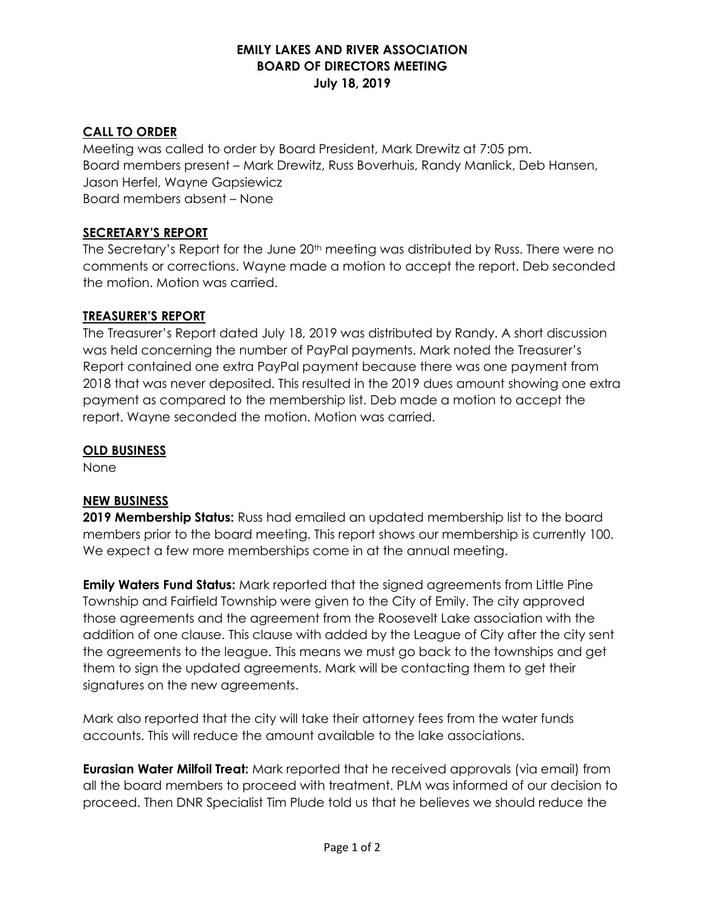**EMILY LAKES AND RIVER ASSOCIATION**
**BOARD OF DIRECTORS MEETING**
**July 18, 2019**

## CALL TO ORDER

Meeting was called to order by Board President, Mark Drewitz at 7:05 pm.
Board members present – Mark Drewitz, Russ Boverhuis, Randy Manlick, Deb Hansen, Jason Herfel, Wayne Gapsiewicz
Board members absent – None

## SECRETARY'S REPORT

The Secretary's Report for the June 20th meeting was distributed by Russ. There were no comments or corrections. Wayne made a motion to accept the report. Deb seconded the motion. Motion was carried.

## TREASURER'S REPORT

The Treasurer's Report dated July 18, 2019 was distributed by Randy. A short discussion was held concerning the number of PayPal payments. Mark noted the Treasurer's Report contained one extra PayPal payment because there was one payment from 2018 that was never deposited. This resulted in the 2019 dues amount showing one extra payment as compared to the membership list. Deb made a motion to accept the report. Wayne seconded the motion. Motion was carried.

## OLD BUSINESS

None

## NEW BUSINESS

**2019 Membership Status:** Russ had emailed an updated membership list to the board members prior to the board meeting. This report shows our membership is currently 100. We expect a few more memberships come in at the annual meeting.

**Emily Waters Fund Status:** Mark reported that the signed agreements from Little Pine Township and Fairfield Township were given to the City of Emily. The city approved those agreements and the agreement from the Roosevelt Lake association with the addition of one clause. This clause with added by the League of City after the city sent the agreements to the league. This means we must go back to the townships and get them to sign the updated agreements. Mark will be contacting them to get their signatures on the new agreements.

Mark also reported that the city will take their attorney fees from the water funds accounts. This will reduce the amount available to the lake associations.

**Eurasian Water Milfoil Treat:** Mark reported that he received approvals (via email) from all the board members to proceed with treatment. PLM was informed of our decision to proceed. Then DNR Specialist Tim Plude told us that he believes we should reduce the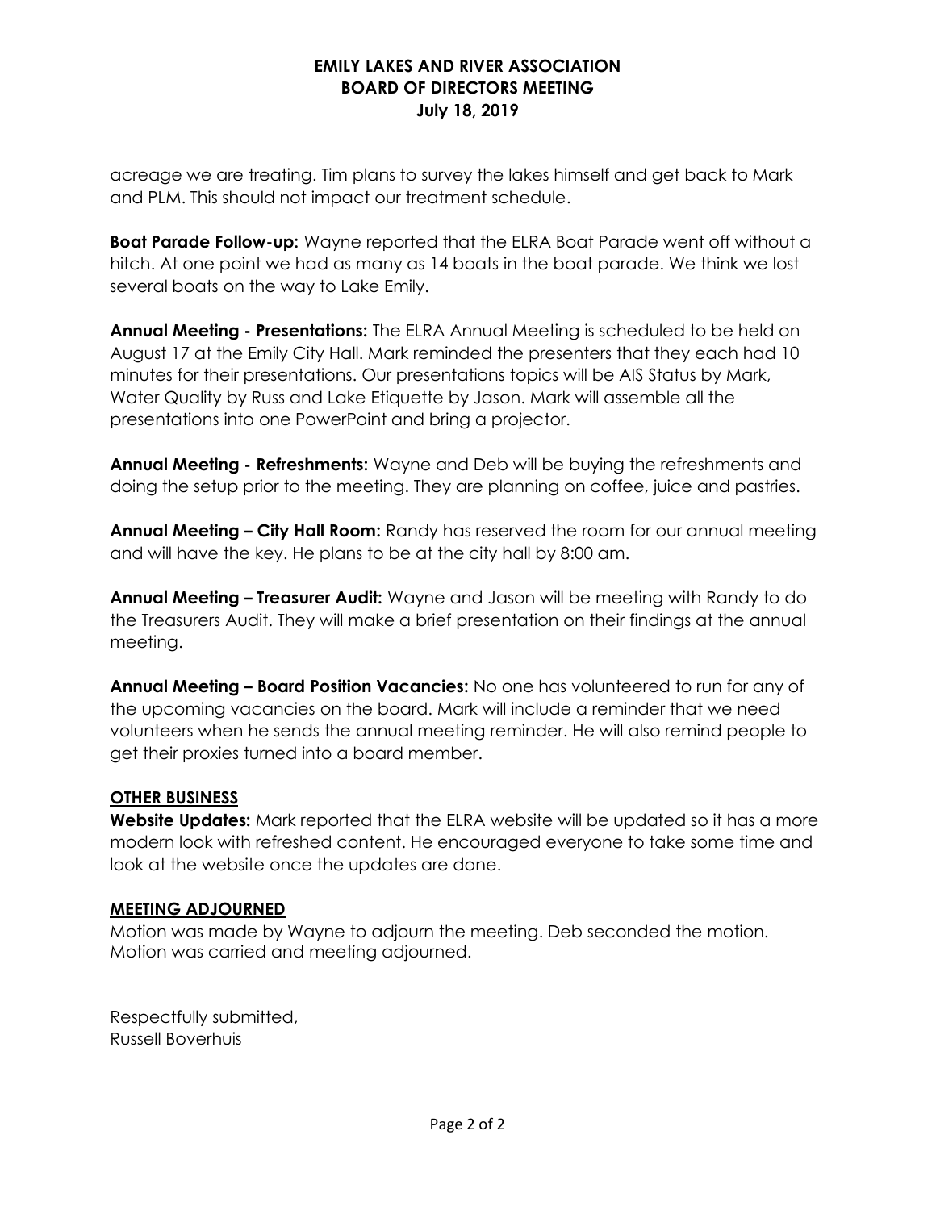acreage we are treating. Tim plans to survey the lakes himself and get back to Mark and PLM. This should not impact our treatment schedule.

**Boat Parade Follow-up:** Wayne reported that the ELRA Boat Parade went off without a hitch. At one point we had as many as 14 boats in the boat parade. We think we lost several boats on the way to Lake Emily.

**Annual Meeting - Presentations:** The ELRA Annual Meeting is scheduled to be held on August 17 at the Emily City Hall. Mark reminded the presenters that they each had 10 minutes for their presentations. Our presentations topics will be AIS Status by Mark, Water Quality by Russ and Lake Etiquette by Jason. Mark will assemble all the presentations into one PowerPoint and bring a projector.

**Annual Meeting - Refreshments:** Wayne and Deb will be buying the refreshments and doing the setup prior to the meeting. They are planning on coffee, juice and pastries.

**Annual Meeting – City Hall Room:** Randy has reserved the room for our annual meeting and will have the key. He plans to be at the city hall by 8:00 am.

**Annual Meeting – Treasurer Audit:** Wayne and Jason will be meeting with Randy to do the Treasurers Audit. They will make a brief presentation on their findings at the annual meeting.

**Annual Meeting – Board Position Vacancies:** No one has volunteered to run for any of the upcoming vacancies on the board. Mark will include a reminder that we need volunteers when he sends the annual meeting reminder. He will also remind people to get their proxies turned into a board member.

## OTHER BUSINESS

**Website Updates:** Mark reported that the ELRA website will be updated so it has a more modern look with refreshed content. He encouraged everyone to take some time and look at the website once the updates are done.

## MEETING ADJOURNED

Motion was made by Wayne to adjourn the meeting. Deb seconded the motion. Motion was carried and meeting adjourned.

Respectfully submitted,
Russell Boverhuis